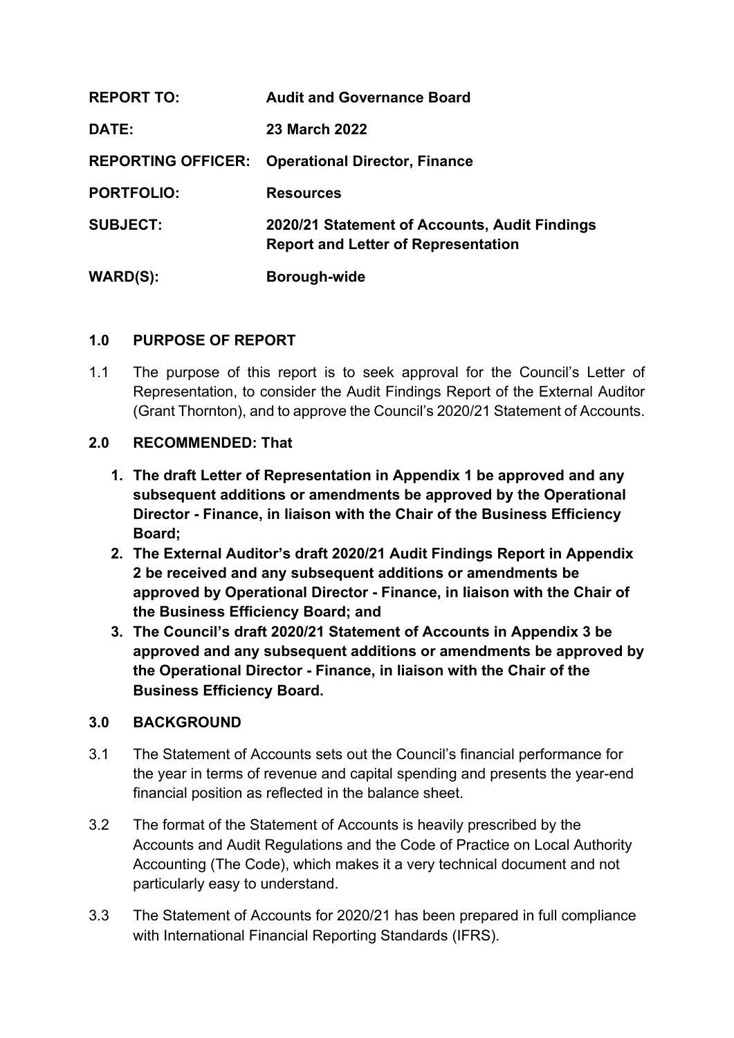| | |
|---|---|
| **REPORT TO:** | **Audit and Governance Board** |
| **DATE:** | **23 March 2022** |
| **REPORTING OFFICER:** | **Operational Director, Finance** |
| **PORTFOLIO:** | **Resources** |
| **SUBJECT:** | **2020/21 Statement of Accounts, Audit Findings Report and Letter of Representation** |
| **WARD(S):** | **Borough-wide** |

## 1.0 PURPOSE OF REPORT

1.1 The purpose of this report is to seek approval for the Council's Letter of Representation, to consider the Audit Findings Report of the External Auditor (Grant Thornton), and to approve the Council's 2020/21 Statement of Accounts.

## 2.0 RECOMMENDED: That

1. **The draft Letter of Representation in Appendix 1 be approved and any subsequent additions or amendments be approved by the Operational Director - Finance, in liaison with the Chair of the Business Efficiency Board;**
2. **The External Auditor's draft 2020/21 Audit Findings Report in Appendix 2 be received and any subsequent additions or amendments be approved by Operational Director - Finance, in liaison with the Chair of the Business Efficiency Board; and**
3. **The Council's draft 2020/21 Statement of Accounts in Appendix 3 be approved and any subsequent additions or amendments be approved by the Operational Director - Finance, in liaison with the Chair of the Business Efficiency Board.**

## 3.0 BACKGROUND

3.1 The Statement of Accounts sets out the Council's financial performance for the year in terms of revenue and capital spending and presents the year-end financial position as reflected in the balance sheet.

3.2 The format of the Statement of Accounts is heavily prescribed by the Accounts and Audit Regulations and the Code of Practice on Local Authority Accounting (The Code), which makes it a very technical document and not particularly easy to understand.

3.3 The Statement of Accounts for 2020/21 has been prepared in full compliance with International Financial Reporting Standards (IFRS).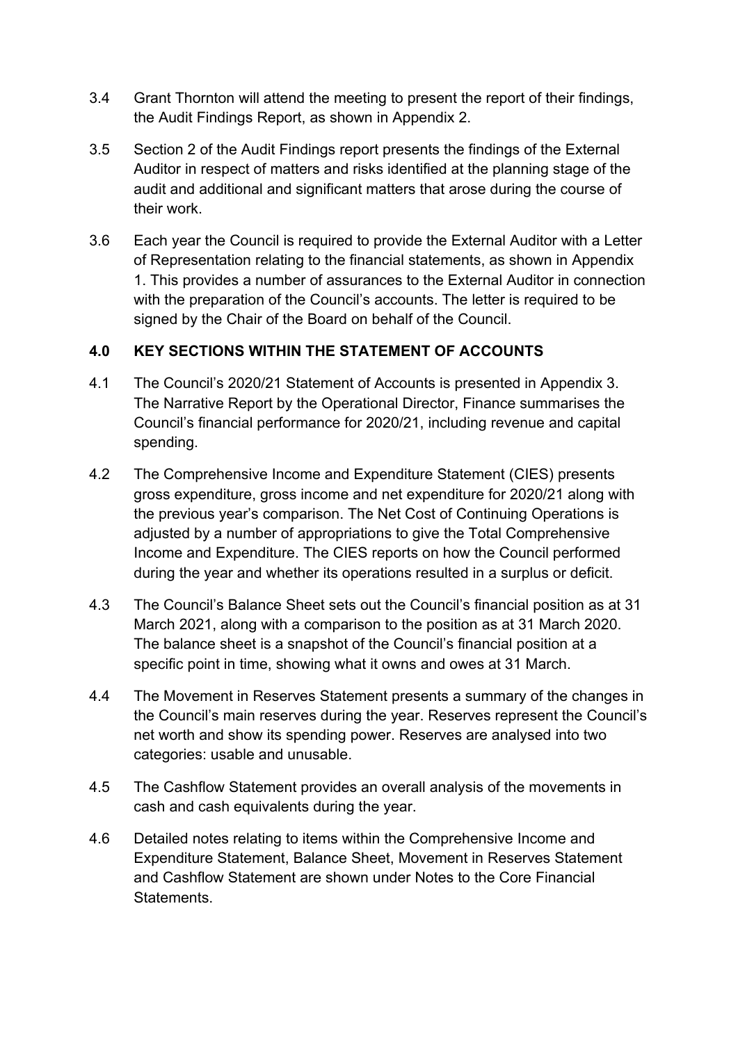3.4 Grant Thornton will attend the meeting to present the report of their findings, the Audit Findings Report, as shown in Appendix 2.

3.5 Section 2 of the Audit Findings report presents the findings of the External Auditor in respect of matters and risks identified at the planning stage of the audit and additional and significant matters that arose during the course of their work.

3.6 Each year the Council is required to provide the External Auditor with a Letter of Representation relating to the financial statements, as shown in Appendix 1. This provides a number of assurances to the External Auditor in connection with the preparation of the Council's accounts. The letter is required to be signed by the Chair of the Board on behalf of the Council.

## 4.0 KEY SECTIONS WITHIN THE STATEMENT OF ACCOUNTS

4.1 The Council's 2020/21 Statement of Accounts is presented in Appendix 3. The Narrative Report by the Operational Director, Finance summarises the Council's financial performance for 2020/21, including revenue and capital spending.

4.2 The Comprehensive Income and Expenditure Statement (CIES) presents gross expenditure, gross income and net expenditure for 2020/21 along with the previous year's comparison. The Net Cost of Continuing Operations is adjusted by a number of appropriations to give the Total Comprehensive Income and Expenditure. The CIES reports on how the Council performed during the year and whether its operations resulted in a surplus or deficit.

4.3 The Council's Balance Sheet sets out the Council's financial position as at 31 March 2021, along with a comparison to the position as at 31 March 2020. The balance sheet is a snapshot of the Council's financial position at a specific point in time, showing what it owns and owes at 31 March.

4.4 The Movement in Reserves Statement presents a summary of the changes in the Council's main reserves during the year. Reserves represent the Council's net worth and show its spending power. Reserves are analysed into two categories: usable and unusable.

4.5 The Cashflow Statement provides an overall analysis of the movements in cash and cash equivalents during the year.

4.6 Detailed notes relating to items within the Comprehensive Income and Expenditure Statement, Balance Sheet, Movement in Reserves Statement and Cashflow Statement are shown under Notes to the Core Financial Statements.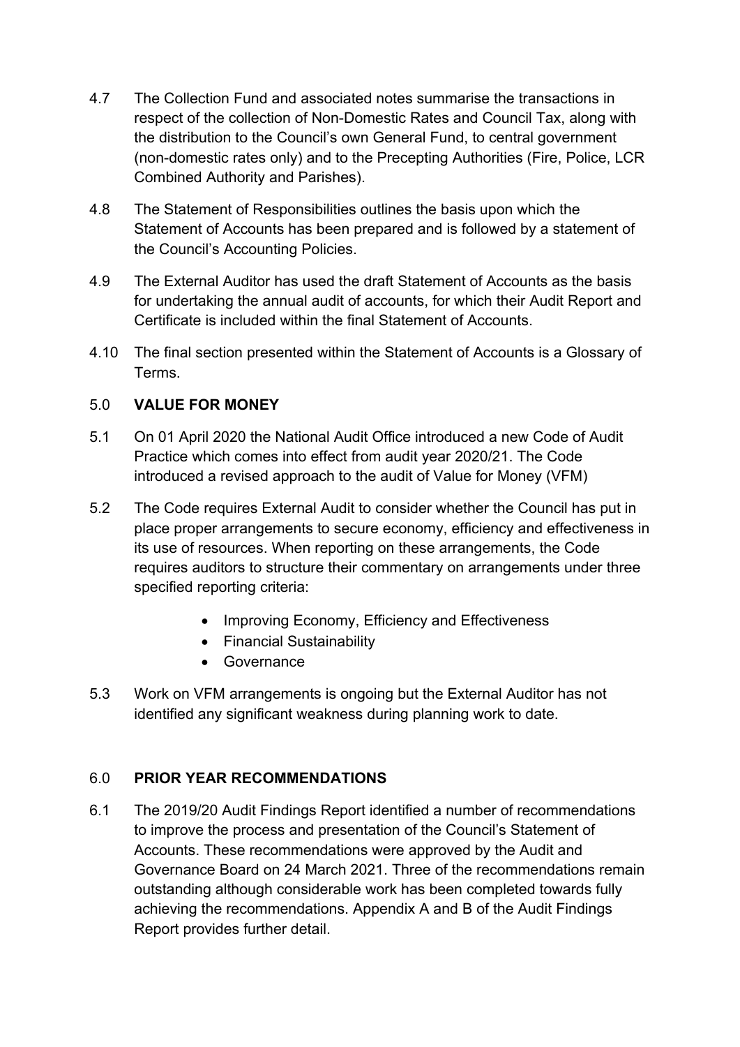4.7 The Collection Fund and associated notes summarise the transactions in respect of the collection of Non-Domestic Rates and Council Tax, along with the distribution to the Council's own General Fund, to central government (non-domestic rates only) and to the Precepting Authorities (Fire, Police, LCR Combined Authority and Parishes).

4.8 The Statement of Responsibilities outlines the basis upon which the Statement of Accounts has been prepared and is followed by a statement of the Council's Accounting Policies.

4.9 The External Auditor has used the draft Statement of Accounts as the basis for undertaking the annual audit of accounts, for which their Audit Report and Certificate is included within the final Statement of Accounts.

4.10 The final section presented within the Statement of Accounts is a Glossary of Terms.

## 5.0 VALUE FOR MONEY

5.1 On 01 April 2020 the National Audit Office introduced a new Code of Audit Practice which comes into effect from audit year 2020/21. The Code introduced a revised approach to the audit of Value for Money (VFM)

5.2 The Code requires External Audit to consider whether the Council has put in place proper arrangements to secure economy, efficiency and effectiveness in its use of resources. When reporting on these arrangements, the Code requires auditors to structure their commentary on arrangements under three specified reporting criteria:

- Improving Economy, Efficiency and Effectiveness
- Financial Sustainability
- Governance

5.3 Work on VFM arrangements is ongoing but the External Auditor has not identified any significant weakness during planning work to date.

## 6.0 PRIOR YEAR RECOMMENDATIONS

6.1 The 2019/20 Audit Findings Report identified a number of recommendations to improve the process and presentation of the Council's Statement of Accounts. These recommendations were approved by the Audit and Governance Board on 24 March 2021. Three of the recommendations remain outstanding although considerable work has been completed towards fully achieving the recommendations. Appendix A and B of the Audit Findings Report provides further detail.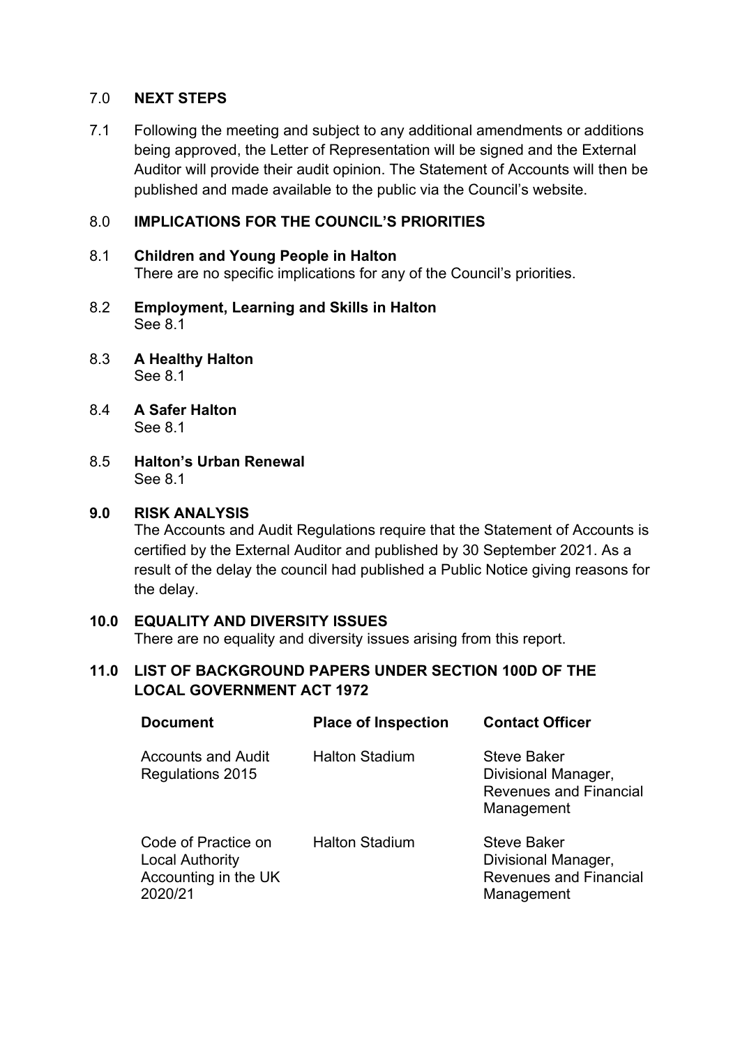## 7.0 NEXT STEPS

7.1 Following the meeting and subject to any additional amendments or additions being approved, the Letter of Representation will be signed and the External Auditor will provide their audit opinion. The Statement of Accounts will then be published and made available to the public via the Council's website.

## 8.0 IMPLICATIONS FOR THE COUNCIL'S PRIORITIES

8.1 **Children and Young People in Halton**
There are no specific implications for any of the Council's priorities.

8.2 **Employment, Learning and Skills in Halton**
See 8.1

8.3 **A Healthy Halton**
See 8.1

8.4 **A Safer Halton**
See 8.1

8.5 **Halton's Urban Renewal**
See 8.1

## 9.0 RISK ANALYSIS

The Accounts and Audit Regulations require that the Statement of Accounts is certified by the External Auditor and published by 30 September 2021. As a result of the delay the council had published a Public Notice giving reasons for the delay.

## 10.0 EQUALITY AND DIVERSITY ISSUES

There are no equality and diversity issues arising from this report.

## 11.0 LIST OF BACKGROUND PAPERS UNDER SECTION 100D OF THE LOCAL GOVERNMENT ACT 1972

| Document | Place of Inspection | Contact Officer |
|---|---|---|
| Accounts and Audit Regulations 2015 | Halton Stadium | Steve Baker Divisional Manager, Revenues and Financial Management |
| Code of Practice on Local Authority Accounting in the UK 2020/21 | Halton Stadium | Steve Baker Divisional Manager, Revenues and Financial Management |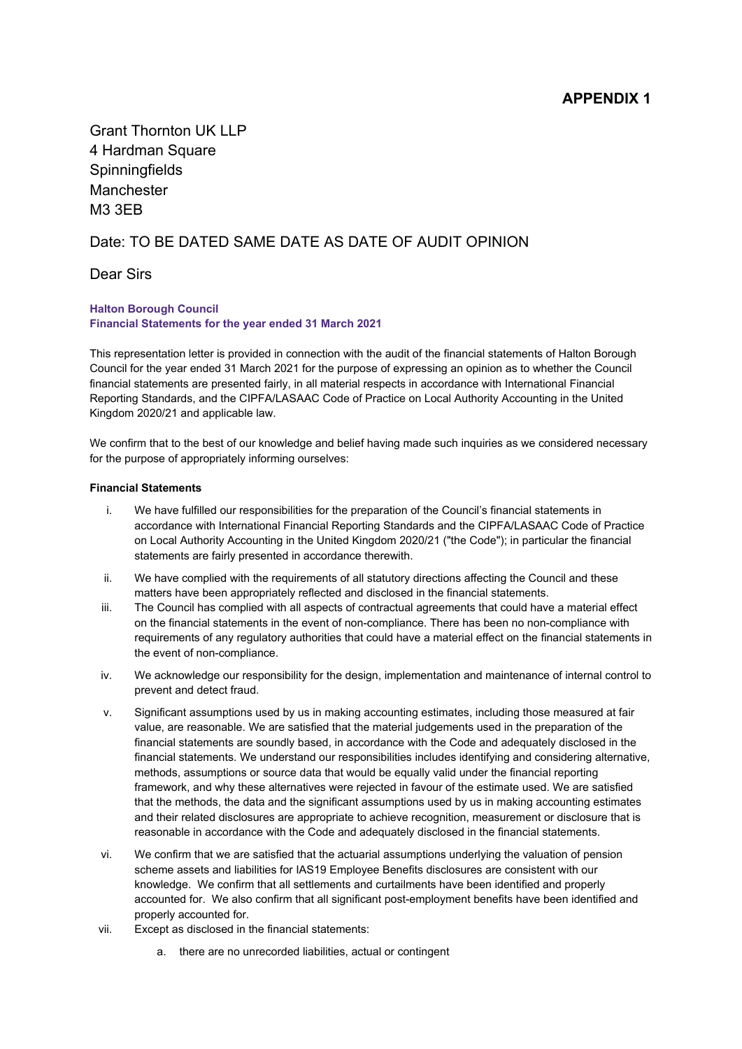## APPENDIX 1

Grant Thornton UK LLP
4 Hardman Square
Spinningfields
Manchester
M3 3EB

Date: TO BE DATED SAME DATE AS DATE OF AUDIT OPINION

Dear Sirs

**Halton Borough Council**
**Financial Statements for the year ended 31 March 2021**

This representation letter is provided in connection with the audit of the financial statements of Halton Borough Council for the year ended 31 March 2021 for the purpose of expressing an opinion as to whether the Council financial statements are presented fairly, in all material respects in accordance with International Financial Reporting Standards, and the CIPFA/LASAAC Code of Practice on Local Authority Accounting in the United Kingdom 2020/21 and applicable law.

We confirm that to the best of our knowledge and belief having made such inquiries as we considered necessary for the purpose of appropriately informing ourselves:

**Financial Statements**

i. We have fulfilled our responsibilities for the preparation of the Council's financial statements in accordance with International Financial Reporting Standards and the CIPFA/LASAAC Code of Practice on Local Authority Accounting in the United Kingdom 2020/21 ("the Code"); in particular the financial statements are fairly presented in accordance therewith.

ii. We have complied with the requirements of all statutory directions affecting the Council and these matters have been appropriately reflected and disclosed in the financial statements.

iii. The Council has complied with all aspects of contractual agreements that could have a material effect on the financial statements in the event of non-compliance. There has been no non-compliance with requirements of any regulatory authorities that could have a material effect on the financial statements in the event of non-compliance.

iv. We acknowledge our responsibility for the design, implementation and maintenance of internal control to prevent and detect fraud.

v. Significant assumptions used by us in making accounting estimates, including those measured at fair value, are reasonable. We are satisfied that the material judgements used in the preparation of the financial statements are soundly based, in accordance with the Code and adequately disclosed in the financial statements. We understand our responsibilities includes identifying and considering alternative, methods, assumptions or source data that would be equally valid under the financial reporting framework, and why these alternatives were rejected in favour of the estimate used. We are satisfied that the methods, the data and the significant assumptions used by us in making accounting estimates and their related disclosures are appropriate to achieve recognition, measurement or disclosure that is reasonable in accordance with the Code and adequately disclosed in the financial statements.

vi. We confirm that we are satisfied that the actuarial assumptions underlying the valuation of pension scheme assets and liabilities for IAS19 Employee Benefits disclosures are consistent with our knowledge. We confirm that all settlements and curtailments have been identified and properly accounted for. We also confirm that all significant post-employment benefits have been identified and properly accounted for.

vii. Except as disclosed in the financial statements:

   a. there are no unrecorded liabilities, actual or contingent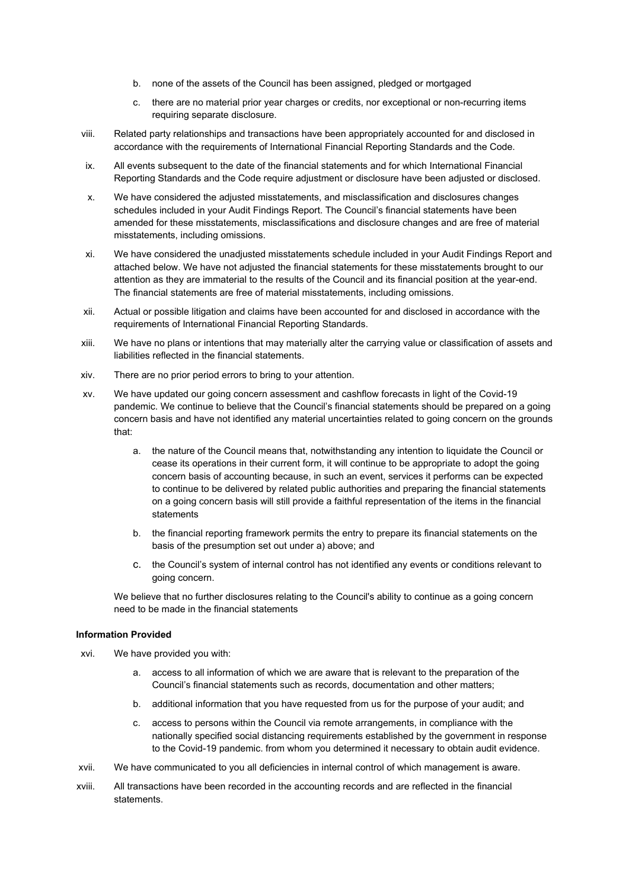b. none of the assets of the Council has been assigned, pledged or mortgaged

c. there are no material prior year charges or credits, nor exceptional or non-recurring items requiring separate disclosure.

viii. Related party relationships and transactions have been appropriately accounted for and disclosed in accordance with the requirements of International Financial Reporting Standards and the Code.

ix. All events subsequent to the date of the financial statements and for which International Financial Reporting Standards and the Code require adjustment or disclosure have been adjusted or disclosed.

x. We have considered the adjusted misstatements, and misclassification and disclosures changes schedules included in your Audit Findings Report. The Council's financial statements have been amended for these misstatements, misclassifications and disclosure changes and are free of material misstatements, including omissions.

xi. We have considered the unadjusted misstatements schedule included in your Audit Findings Report and attached below. We have not adjusted the financial statements for these misstatements brought to our attention as they are immaterial to the results of the Council and its financial position at the year-end. The financial statements are free of material misstatements, including omissions.

xii. Actual or possible litigation and claims have been accounted for and disclosed in accordance with the requirements of International Financial Reporting Standards.

xiii. We have no plans or intentions that may materially alter the carrying value or classification of assets and liabilities reflected in the financial statements.

xiv. There are no prior period errors to bring to your attention.

xv. We have updated our going concern assessment and cashflow forecasts in light of the Covid-19 pandemic. We continue to believe that the Council's financial statements should be prepared on a going concern basis and have not identified any material uncertainties related to going concern on the grounds that:

a. the nature of the Council means that, notwithstanding any intention to liquidate the Council or cease its operations in their current form, it will continue to be appropriate to adopt the going concern basis of accounting because, in such an event, services it performs can be expected to continue to be delivered by related public authorities and preparing the financial statements on a going concern basis will still provide a faithful representation of the items in the financial statements

b. the financial reporting framework permits the entry to prepare its financial statements on the basis of the presumption set out under a) above; and

c. the Council's system of internal control has not identified any events or conditions relevant to going concern.

We believe that no further disclosures relating to the Council's ability to continue as a going concern need to be made in the financial statements

**Information Provided**

xvi. We have provided you with:

a. access to all information of which we are aware that is relevant to the preparation of the Council's financial statements such as records, documentation and other matters;

b. additional information that you have requested from us for the purpose of your audit; and

c. access to persons within the Council via remote arrangements, in compliance with the nationally specified social distancing requirements established by the government in response to the Covid-19 pandemic. from whom you determined it necessary to obtain audit evidence.

xvii. We have communicated to you all deficiencies in internal control of which management is aware.

xviii. All transactions have been recorded in the accounting records and are reflected in the financial statements.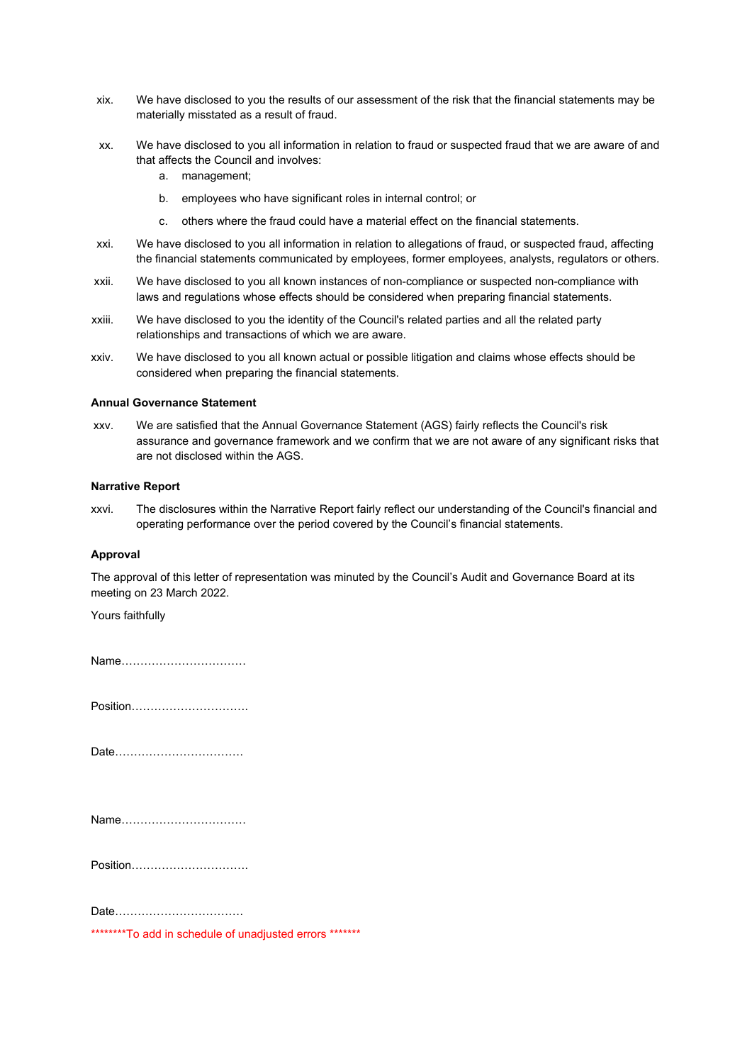xix. We have disclosed to you the results of our assessment of the risk that the financial statements may be materially misstated as a result of fraud.

xx. We have disclosed to you all information in relation to fraud or suspected fraud that we are aware of and that affects the Council and involves:

   a. management;

   b. employees who have significant roles in internal control; or

   c. others where the fraud could have a material effect on the financial statements.

xxi. We have disclosed to you all information in relation to allegations of fraud, or suspected fraud, affecting the financial statements communicated by employees, former employees, analysts, regulators or others.

xxii. We have disclosed to you all known instances of non-compliance or suspected non-compliance with laws and regulations whose effects should be considered when preparing financial statements.

xxiii. We have disclosed to you the identity of the Council's related parties and all the related party relationships and transactions of which we are aware.

xxiv. We have disclosed to you all known actual or possible litigation and claims whose effects should be considered when preparing the financial statements.

**Annual Governance Statement**

xxv. We are satisfied that the Annual Governance Statement (AGS) fairly reflects the Council's risk assurance and governance framework and we confirm that we are not aware of any significant risks that are not disclosed within the AGS.

**Narrative Report**

xxvi. The disclosures within the Narrative Report fairly reflect our understanding of the Council's financial and operating performance over the period covered by the Council's financial statements.

**Approval**

The approval of this letter of representation was minuted by the Council's Audit and Governance Board at its meeting on 23 March 2022.

Yours faithfully

Name……………………………

Position………………………….

Date……………………………

Name……………………………

Position………………………….

Date……………………………

********To add in schedule of unadjusted errors *******